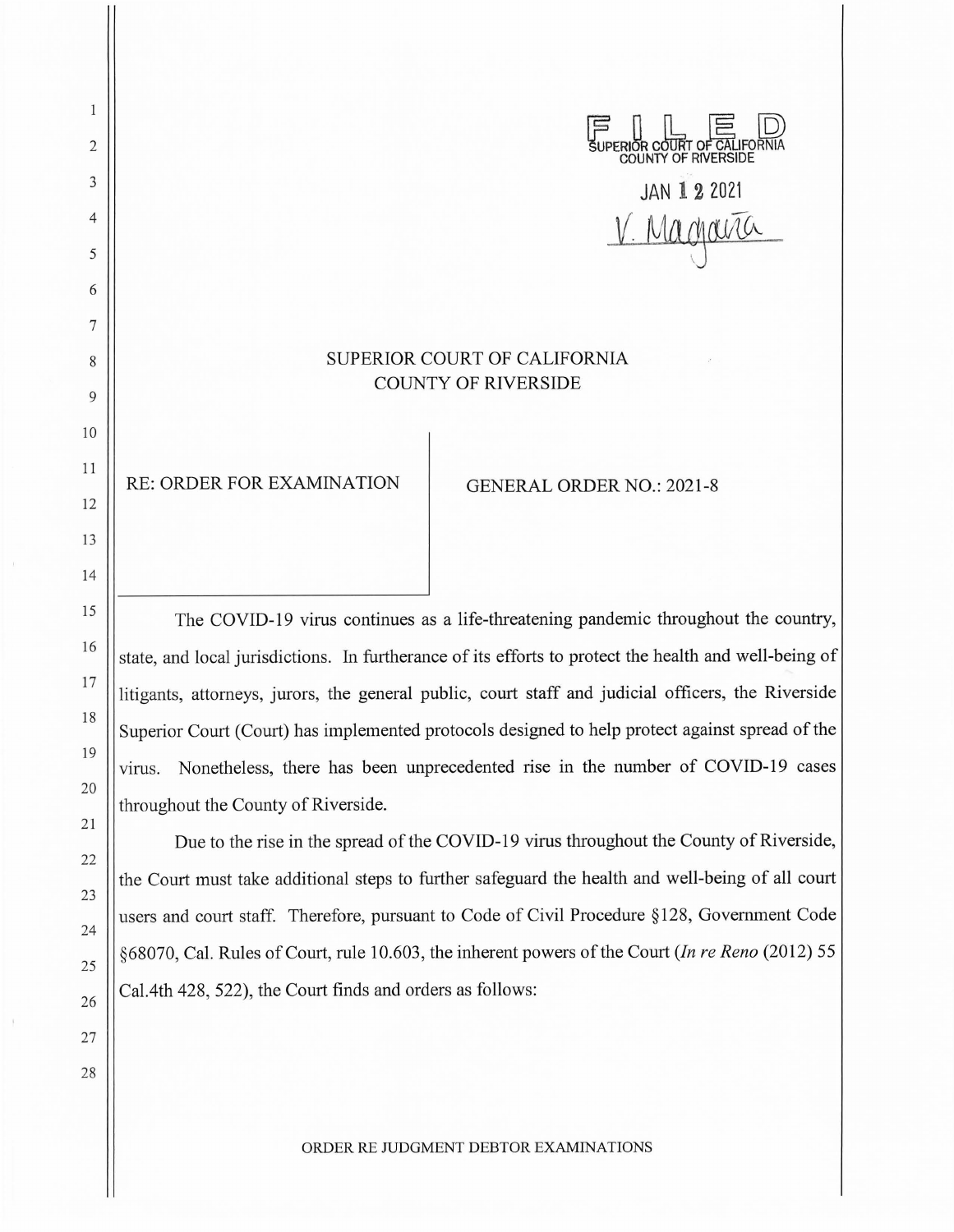FILED
SUPERIOR COURT OF CALIFORNIA
COUNTY OF RIVERSIDE

JAN 12 2021

V. Magaña

SUPERIOR COURT OF CALIFORNIA
COUNTY OF RIVERSIDE

| RE: ORDER FOR EXAMINATION | GENERAL ORDER NO.: 2021-8 |
| --- | --- |

The COVID-19 virus continues as a life-threatening pandemic throughout the country, state, and local jurisdictions. In furtherance of its efforts to protect the health and well-being of litigants, attorneys, jurors, the general public, court staff and judicial officers, the Riverside Superior Court (Court) has implemented protocols designed to help protect against spread of the virus. Nonetheless, there has been unprecedented rise in the number of COVID-19 cases throughout the County of Riverside.

Due to the rise in the spread of the COVID-19 virus throughout the County of Riverside, the Court must take additional steps to further safeguard the health and well-being of all court users and court staff. Therefore, pursuant to Code of Civil Procedure §128, Government Code §68070, Cal. Rules of Court, rule 10.603, the inherent powers of the Court (*In re Reno* (2012) 55 Cal.4th 428, 522), the Court finds and orders as follows:

ORDER RE JUDGMENT DEBTOR EXAMINATIONS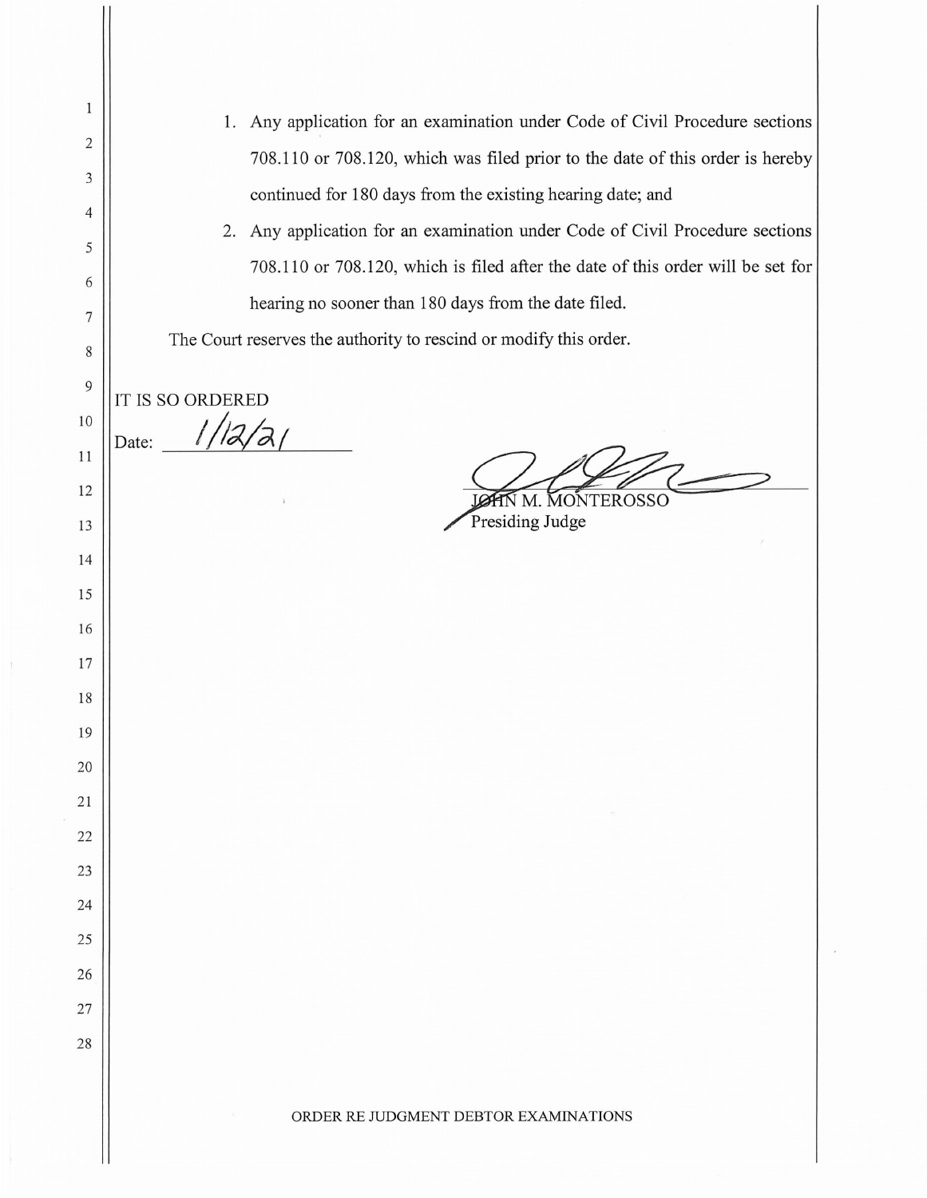1. Any application for an examination under Code of Civil Procedure sections 708.110 or 708.120, which was filed prior to the date of this order is hereby continued for 180 days from the existing hearing date; and
2. Any application for an examination under Code of Civil Procedure sections 708.110 or 708.120, which is filed after the date of this order will be set for hearing no sooner than 180 days from the date filed.

The Court reserves the authority to rescind or modify this order.

IT IS SO ORDERED

Date: 1/12/21

JOHN M. MONTEROSSO
Presiding Judge

ORDER RE JUDGMENT DEBTOR EXAMINATIONS